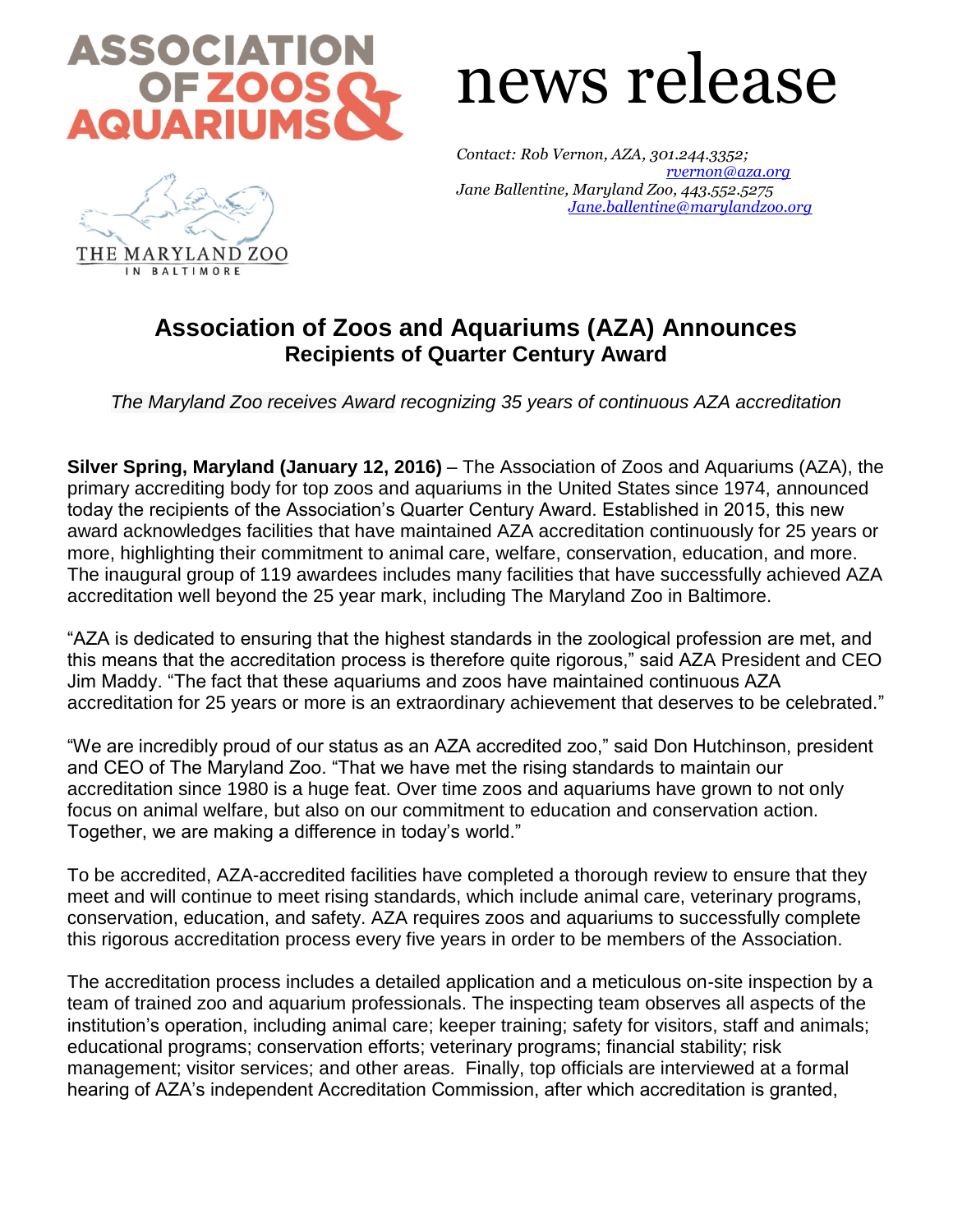ASSOCIATION OF ZOOS & AQUARIUMS

THE MARYLAND ZOO IN BALTIMORE

# news release

*Contact: Rob Vernon, AZA, 301.244.3352; rvernon@aza.org*
*Jane Ballentine, Maryland Zoo, 443.552.5275 Jane.ballentine@marylandzoo.org*

## Association of Zoos and Aquariums (AZA) Announces Recipients of Quarter Century Award

*The Maryland Zoo receives Award recognizing 35 years of continuous AZA accreditation*

**Silver Spring, Maryland (January 12, 2016)** – The Association of Zoos and Aquariums (AZA), the primary accrediting body for top zoos and aquariums in the United States since 1974, announced today the recipients of the Association's Quarter Century Award. Established in 2015, this new award acknowledges facilities that have maintained AZA accreditation continuously for 25 years or more, highlighting their commitment to animal care, welfare, conservation, education, and more. The inaugural group of 119 awardees includes many facilities that have successfully achieved AZA accreditation well beyond the 25 year mark, including The Maryland Zoo in Baltimore.

"AZA is dedicated to ensuring that the highest standards in the zoological profession are met, and this means that the accreditation process is therefore quite rigorous," said AZA President and CEO Jim Maddy. "The fact that these aquariums and zoos have maintained continuous AZA accreditation for 25 years or more is an extraordinary achievement that deserves to be celebrated."

"We are incredibly proud of our status as an AZA accredited zoo," said Don Hutchinson, president and CEO of The Maryland Zoo. "That we have met the rising standards to maintain our accreditation since 1980 is a huge feat. Over time zoos and aquariums have grown to not only focus on animal welfare, but also on our commitment to education and conservation action. Together, we are making a difference in today's world."

To be accredited, AZA-accredited facilities have completed a thorough review to ensure that they meet and will continue to meet rising standards, which include animal care, veterinary programs, conservation, education, and safety. AZA requires zoos and aquariums to successfully complete this rigorous accreditation process every five years in order to be members of the Association.

The accreditation process includes a detailed application and a meticulous on-site inspection by a team of trained zoo and aquarium professionals. The inspecting team observes all aspects of the institution's operation, including animal care; keeper training; safety for visitors, staff and animals; educational programs; conservation efforts; veterinary programs; financial stability; risk management; visitor services; and other areas. Finally, top officials are interviewed at a formal hearing of AZA's independent Accreditation Commission, after which accreditation is granted,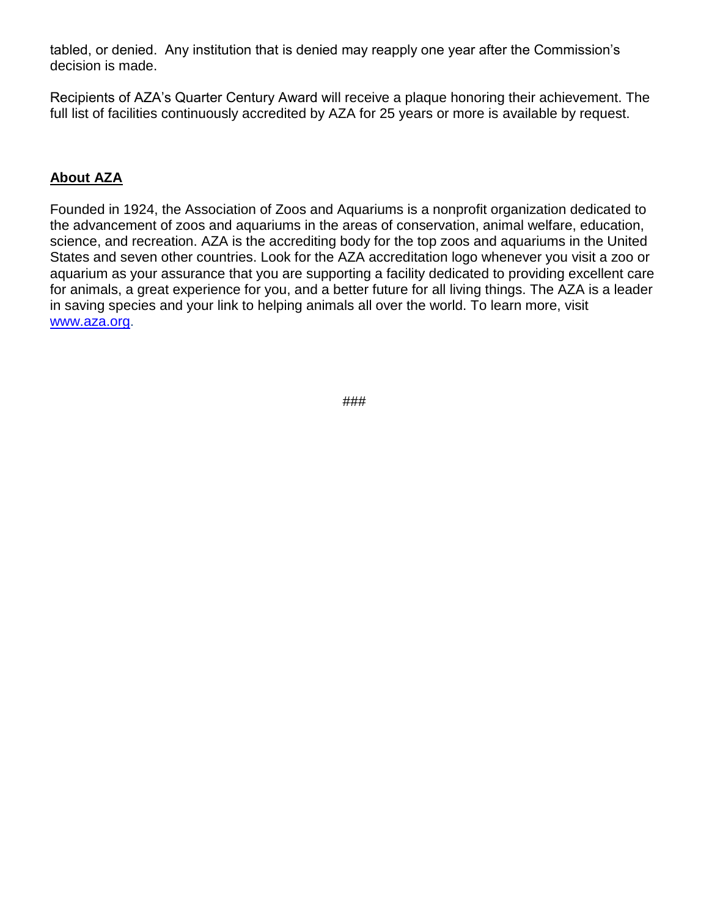tabled, or denied. Any institution that is denied may reapply one year after the Commission's decision is made.

Recipients of AZA's Quarter Century Award will receive a plaque honoring their achievement. The full list of facilities continuously accredited by AZA for 25 years or more is available by request.

**About AZA**

Founded in 1924, the Association of Zoos and Aquariums is a nonprofit organization dedicated to the advancement of zoos and aquariums in the areas of conservation, animal welfare, education, science, and recreation. AZA is the accrediting body for the top zoos and aquariums in the United States and seven other countries. Look for the AZA accreditation logo whenever you visit a zoo or aquarium as your assurance that you are supporting a facility dedicated to providing excellent care for animals, a great experience for you, and a better future for all living things. The AZA is a leader in saving species and your link to helping animals all over the world. To learn more, visit [www.aza.org](http://www.aza.org).

###